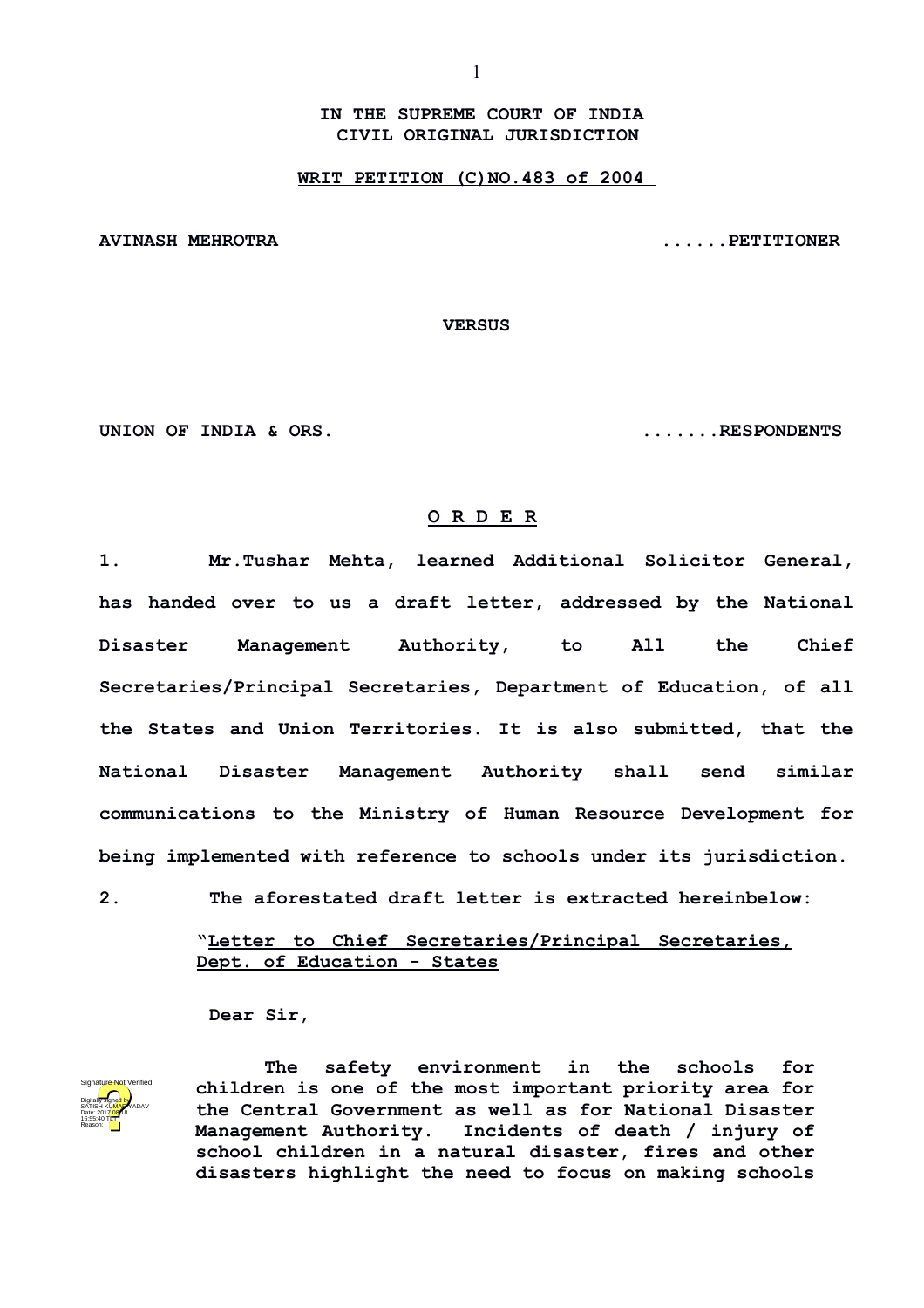**IN THE SUPREME COURT OF INDIA**
**CIVIL ORIGINAL JURISDICTION**

**WRIT PETITION (C)NO.483 of 2004**

**AVINASH MEHROTRA** ......**PETITIONER**

**VERSUS**

**UNION OF INDIA & ORS.** .......**RESPONDENTS**

**O R D E R**

**1.** **Mr.Tushar Mehta, learned Additional Solicitor General, has handed over to us a draft letter, addressed by the National Disaster Management Authority, to All the Chief Secretaries/Principal Secretaries, Department of Education, of all the States and Union Territories. It is also submitted, that the National Disaster Management Authority shall send similar communications to the Ministry of Human Resource Development for being implemented with reference to schools under its jurisdiction.**

**2.** **The aforestated draft letter is extracted hereinbelow:**

> **"Letter to Chief Secretaries/Principal Secretaries, Dept. of Education - States**
>
> **Dear Sir,**
>
> **The safety environment in the schools for children is one of the most important priority area for the Central Government as well as for National Disaster Management Authority. Incidents of death / injury of school children in a natural disaster, fires and other disasters highlight the need to focus on making schools**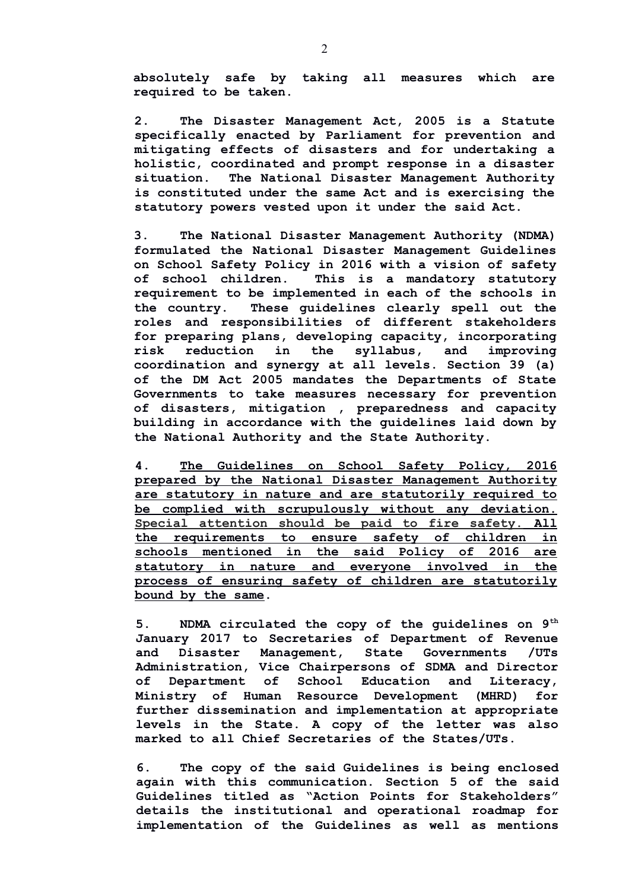**absolutely safe by taking all measures which are required to be taken.**

**2. The Disaster Management Act, 2005 is a Statute specifically enacted by Parliament for prevention and mitigating effects of disasters and for undertaking a holistic, coordinated and prompt response in a disaster situation. The National Disaster Management Authority is constituted under the same Act and is exercising the statutory powers vested upon it under the said Act.**

**3. The National Disaster Management Authority (NDMA) formulated the National Disaster Management Guidelines on School Safety Policy in 2016 with a vision of safety of school children. This is a mandatory statutory requirement to be implemented in each of the schools in the country. These guidelines clearly spell out the roles and responsibilities of different stakeholders for preparing plans, developing capacity, incorporating risk reduction in the syllabus, and improving coordination and synergy at all levels. Section 39 (a) of the DM Act 2005 mandates the Departments of State Governments to take measures necessary for prevention of disasters, mitigation , preparedness and capacity building in accordance with the guidelines laid down by the National Authority and the State Authority.**

**4. <u>The Guidelines on School Safety Policy, 2016 prepared by the National Disaster Management Authority are statutory in nature and are statutorily required to be complied with scrupulously without any deviation. Special attention should be paid to fire safety. All the requirements to ensure safety of children in schools mentioned in the said Policy of 2016 are statutory in nature and everyone involved in the process of ensuring safety of children are statutorily bound by the same</u>.**

**5. NDMA circulated the copy of the guidelines on 9th January 2017 to Secretaries of Department of Revenue and Disaster Management, State Governments /UTs Administration, Vice Chairpersons of SDMA and Director of Department of School Education and Literacy, Ministry of Human Resource Development (MHRD) for further dissemination and implementation at appropriate levels in the State. A copy of the letter was also marked to all Chief Secretaries of the States/UTs.**

**6. The copy of the said Guidelines is being enclosed again with this communication. Section 5 of the said Guidelines titled as "Action Points for Stakeholders" details the institutional and operational roadmap for implementation of the Guidelines as well as mentions**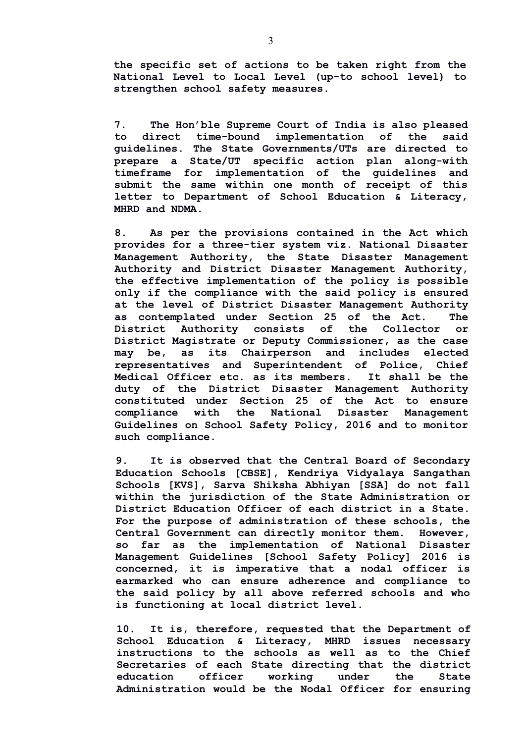**the specific set of actions to be taken right from the National Level to Local Level (up-to school level) to strengthen school safety measures.**

**7. The Hon'ble Supreme Court of India is also pleased to direct time-bound implementation of the said guidelines. The State Governments/UTs are directed to prepare a State/UT specific action plan along-with timeframe for implementation of the guidelines and submit the same within one month of receipt of this letter to Department of School Education & Literacy, MHRD and NDMA.**

**8. As per the provisions contained in the Act which provides for a three-tier system viz. National Disaster Management Authority, the State Disaster Management Authority and District Disaster Management Authority, the effective implementation of the policy is possible only if the compliance with the said policy is ensured at the level of District Disaster Management Authority as contemplated under Section 25 of the Act. The District Authority consists of the Collector or District Magistrate or Deputy Commissioner, as the case may be, as its Chairperson and includes elected representatives and Superintendent of Police, Chief Medical Officer etc. as its members. It shall be the duty of the District Disaster Management Authority constituted under Section 25 of the Act to ensure compliance with the National Disaster Management Guidelines on School Safety Policy, 2016 and to monitor such compliance.**

**9. It is observed that the Central Board of Secondary Education Schools [CBSE], Kendriya Vidyalaya Sangathan Schools [KVS], Sarva Shiksha Abhiyan [SSA] do not fall within the jurisdiction of the State Administration or District Education Officer of each district in a State. For the purpose of administration of these schools, the Central Government can directly monitor them. However, so far as the implementation of National Disaster Management Guidelines [School Safety Policy] 2016 is concerned, it is imperative that a nodal officer is earmarked who can ensure adherence and compliance to the said policy by all above referred schools and who is functioning at local district level.**

**10. It is, therefore, requested that the Department of School Education & Literacy, MHRD issues necessary instructions to the schools as well as to the Chief Secretaries of each State directing that the district education officer working under the State Administration would be the Nodal Officer for ensuring**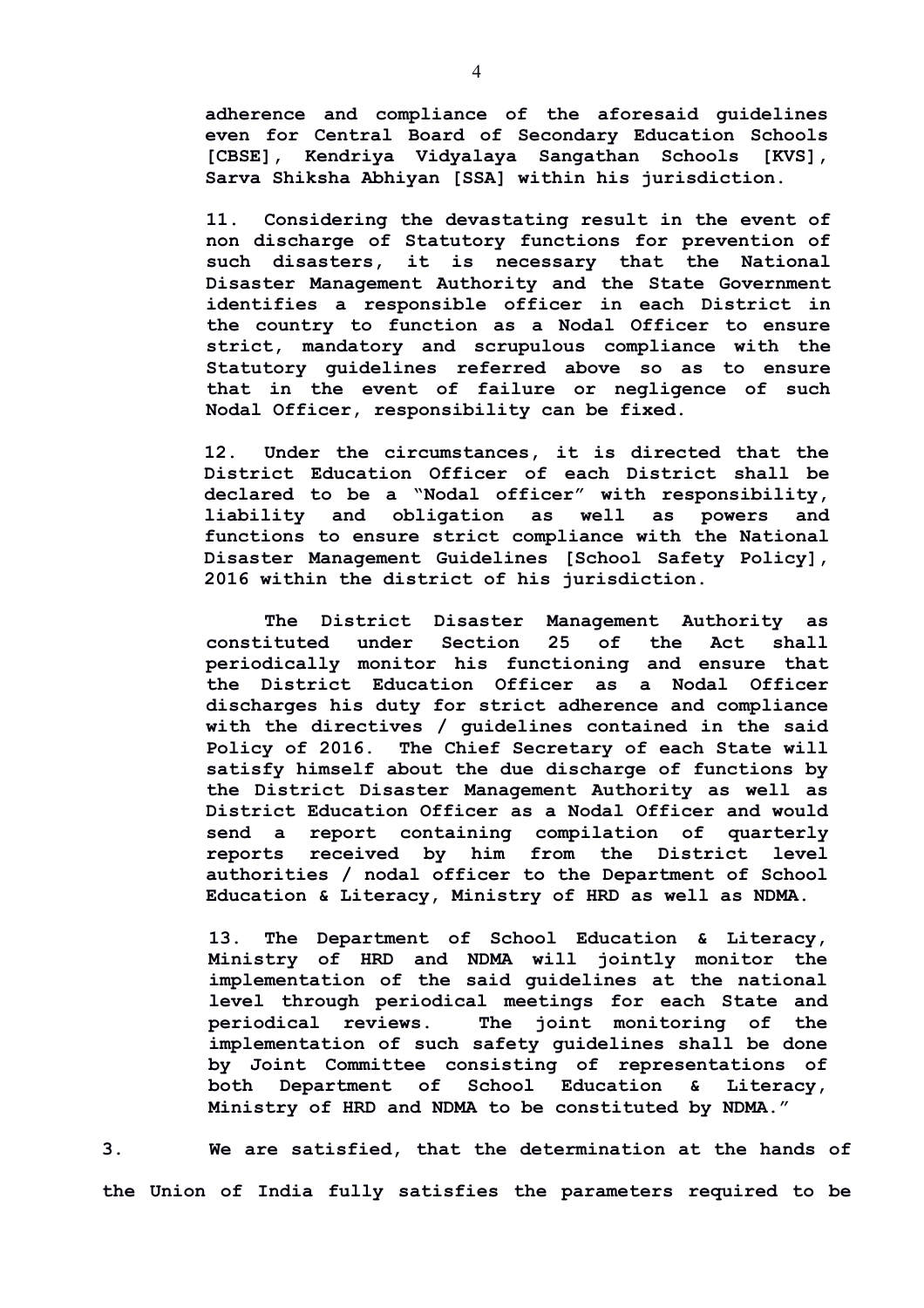**adherence and compliance of the aforesaid guidelines even for Central Board of Secondary Education Schools [CBSE], Kendriya Vidyalaya Sangathan Schools [KVS], Sarva Shiksha Abhiyan [SSA] within his jurisdiction.**

**11. Considering the devastating result in the event of non discharge of Statutory functions for prevention of such disasters, it is necessary that the National Disaster Management Authority and the State Government identifies a responsible officer in each District in the country to function as a Nodal Officer to ensure strict, mandatory and scrupulous compliance with the Statutory guidelines referred above so as to ensure that in the event of failure or negligence of such Nodal Officer, responsibility can be fixed.**

**12. Under the circumstances, it is directed that the District Education Officer of each District shall be declared to be a "Nodal officer" with responsibility, liability and obligation as well as powers and functions to ensure strict compliance with the National Disaster Management Guidelines [School Safety Policy], 2016 within the district of his jurisdiction.**

**The District Disaster Management Authority as constituted under Section 25 of the Act shall periodically monitor his functioning and ensure that the District Education Officer as a Nodal Officer discharges his duty for strict adherence and compliance with the directives / guidelines contained in the said Policy of 2016. The Chief Secretary of each State will satisfy himself about the due discharge of functions by the District Disaster Management Authority as well as District Education Officer as a Nodal Officer and would send a report containing compilation of quarterly reports received by him from the District level authorities / nodal officer to the Department of School Education & Literacy, Ministry of HRD as well as NDMA.**

**13. The Department of School Education & Literacy, Ministry of HRD and NDMA will jointly monitor the implementation of the said guidelines at the national level through periodical meetings for each State and periodical reviews. The joint monitoring of the implementation of such safety guidelines shall be done by Joint Committee consisting of representations of both Department of School Education & Literacy, Ministry of HRD and NDMA to be constituted by NDMA."**

**3. We are satisfied, that the determination at the hands of the Union of India fully satisfies the parameters required to be**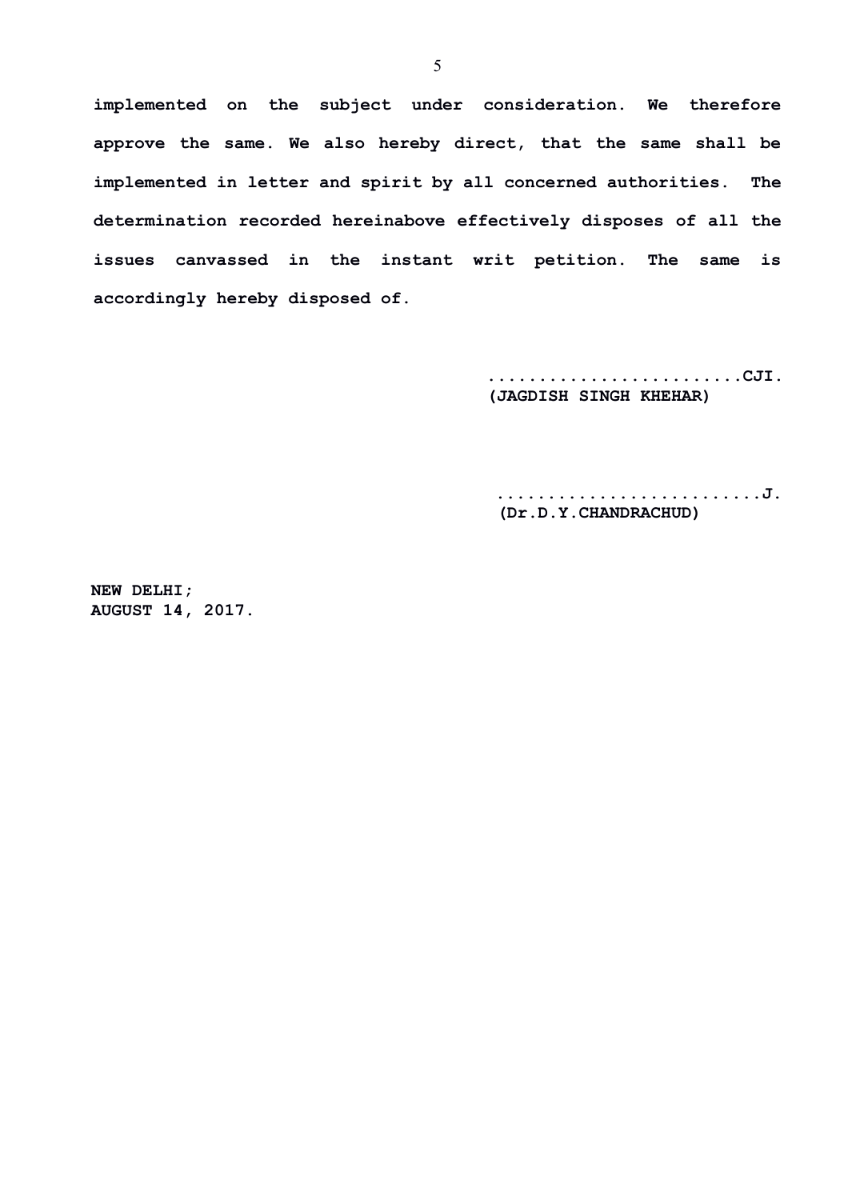**implemented on the subject under consideration. We therefore approve the same. We also hereby direct, that the same shall be implemented in letter and spirit by all concerned authorities. The determination recorded hereinabove effectively disposes of all the issues canvassed in the instant writ petition. The same is accordingly hereby disposed of.**

**.........................CJI.**
**(JAGDISH SINGH KHEHAR)**

**..........................J.**
**(Dr.D.Y.CHANDRACHUD)**

**NEW DELHI;**
**AUGUST 14, 2017.**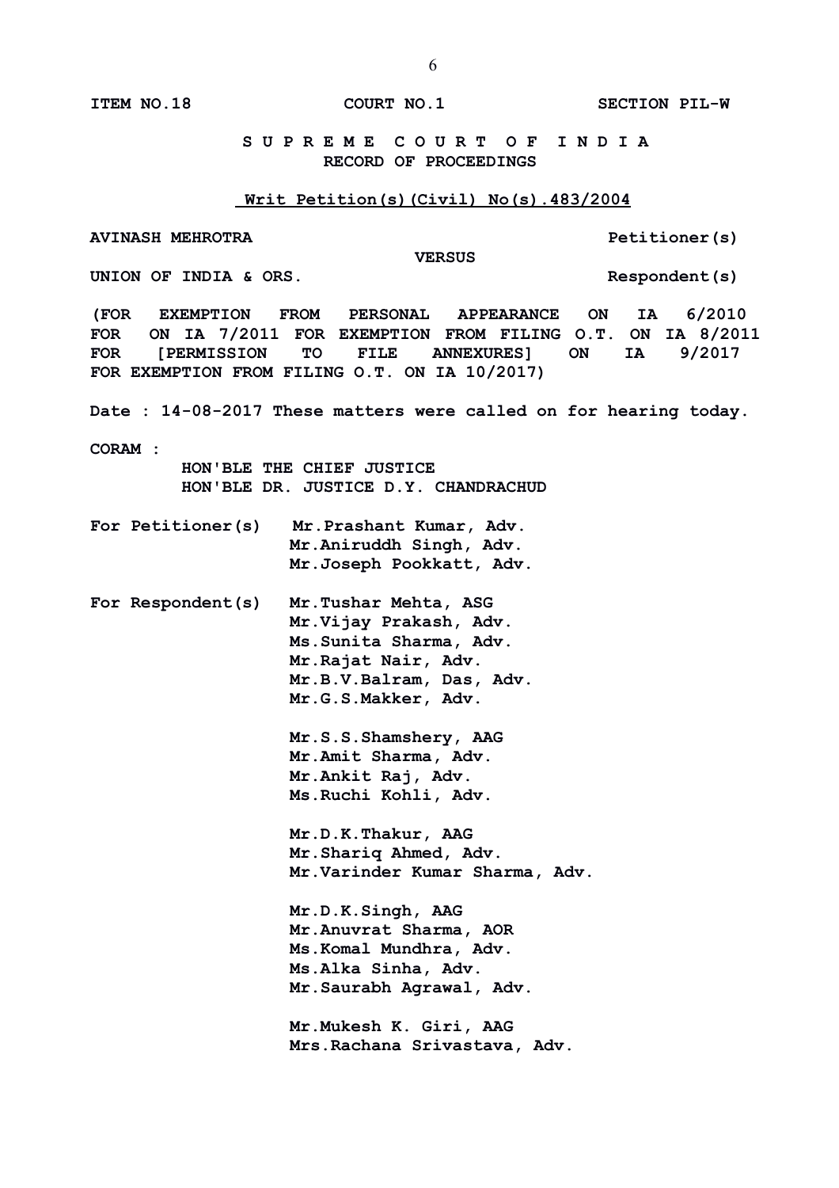**ITEM NO.18 COURT NO.1 SECTION PIL-W**

**S U P R E M E C O U R T O F I N D I A**
**RECORD OF PROCEEDINGS**

**Writ Petition(s)(Civil) No(s).483/2004**

**AVINASH MEHROTRA Petitioner(s)**

**VERSUS**

**UNION OF INDIA & ORS. Respondent(s)**

**(FOR EXEMPTION FROM PERSONAL APPEARANCE ON IA 6/2010 FOR ON IA 7/2011 FOR EXEMPTION FROM FILING O.T. ON IA 8/2011 FOR [PERMISSION TO FILE ANNEXURES] ON IA 9/2017 FOR EXEMPTION FROM FILING O.T. ON IA 10/2017)**

**Date : 14-08-2017 These matters were called on for hearing today.**

**CORAM :**
**HON'BLE THE CHIEF JUSTICE**
**HON'BLE DR. JUSTICE D.Y. CHANDRACHUD**

**For Petitioner(s)** **Mr.Prashant Kumar, Adv.**
**Mr.Aniruddh Singh, Adv.**
**Mr.Joseph Pookkatt, Adv.**

**For Respondent(s)** **Mr.Tushar Mehta, ASG**
**Mr.Vijay Prakash, Adv.**
**Ms.Sunita Sharma, Adv.**
**Mr.Rajat Nair, Adv.**
**Mr.B.V.Balram, Das, Adv.**
**Mr.G.S.Makker, Adv.**

**Mr.S.S.Shamshery, AAG**
**Mr.Amit Sharma, Adv.**
**Mr.Ankit Raj, Adv.**
**Ms.Ruchi Kohli, Adv.**

**Mr.D.K.Thakur, AAG**
**Mr.Shariq Ahmed, Adv.**
**Mr.Varinder Kumar Sharma, Adv.**

**Mr.D.K.Singh, AAG**
**Mr.Anuvrat Sharma, AOR**
**Ms.Komal Mundhra, Adv.**
**Ms.Alka Sinha, Adv.**
**Mr.Saurabh Agrawal, Adv.**

**Mr.Mukesh K. Giri, AAG**
**Mrs.Rachana Srivastava, Adv.**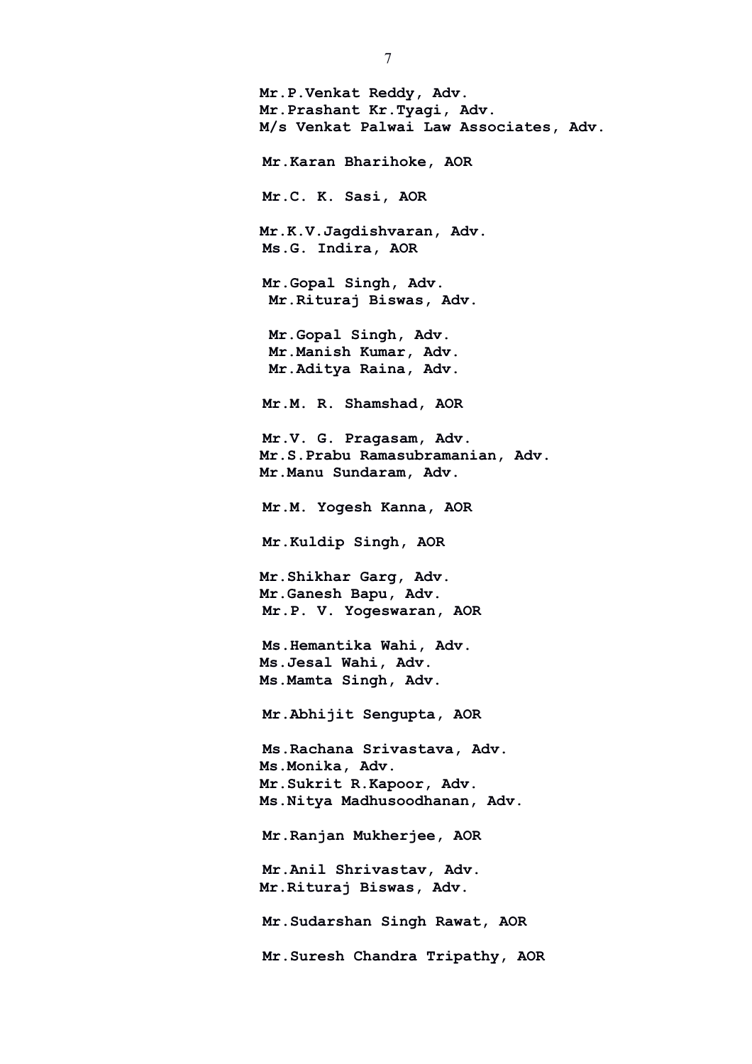**Mr.P.Venkat Reddy, Adv.**
**Mr.Prashant Kr.Tyagi, Adv.**
**M/s Venkat Palwai Law Associates, Adv.**

**Mr.Karan Bharihoke, AOR**

**Mr.C. K. Sasi, AOR**

**Mr.K.V.Jagdishvaran, Adv.**
**Ms.G. Indira, AOR**

**Mr.Gopal Singh, Adv.**
**Mr.Rituraj Biswas, Adv.**

**Mr.Gopal Singh, Adv.**
**Mr.Manish Kumar, Adv.**
**Mr.Aditya Raina, Adv.**

**Mr.M. R. Shamshad, AOR**

**Mr.V. G. Pragasam, Adv.**
**Mr.S.Prabu Ramasubramanian, Adv.**
**Mr.Manu Sundaram, Adv.**

**Mr.M. Yogesh Kanna, AOR**

**Mr.Kuldip Singh, AOR**

**Mr.Shikhar Garg, Adv.**
**Mr.Ganesh Bapu, Adv.**
**Mr.P. V. Yogeswaran, AOR**

**Ms.Hemantika Wahi, Adv.**
**Ms.Jesal Wahi, Adv.**
**Ms.Mamta Singh, Adv.**

**Mr.Abhijit Sengupta, AOR**

**Ms.Rachana Srivastava, Adv.**
**Ms.Monika, Adv.**
**Mr.Sukrit R.Kapoor, Adv.**
**Ms.Nitya Madhusoodhanan, Adv.**

**Mr.Ranjan Mukherjee, AOR**

**Mr.Anil Shrivastav, Adv.**
**Mr.Rituraj Biswas, Adv.**

**Mr.Sudarshan Singh Rawat, AOR**

**Mr.Suresh Chandra Tripathy, AOR**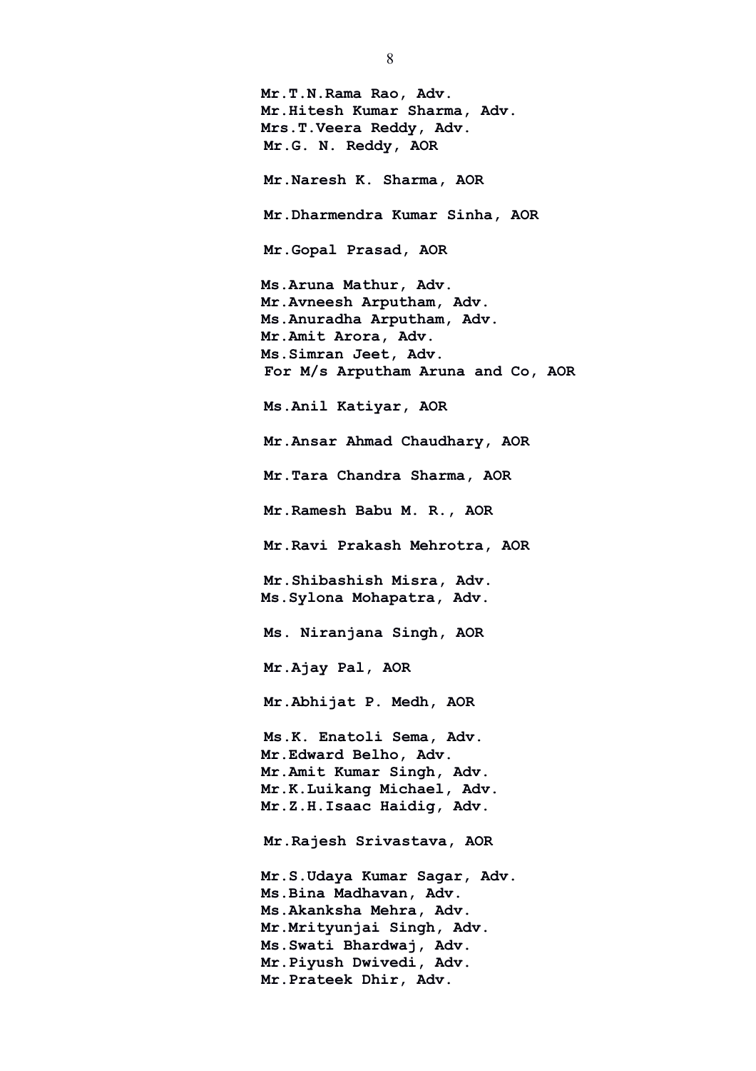**Mr.T.N.Rama Rao, Adv.**
**Mr.Hitesh Kumar Sharma, Adv.**
**Mrs.T.Veera Reddy, Adv.**
**Mr.G. N. Reddy, AOR**

**Mr.Naresh K. Sharma, AOR**

**Mr.Dharmendra Kumar Sinha, AOR**

**Mr.Gopal Prasad, AOR**

**Ms.Aruna Mathur, Adv.**
**Mr.Avneesh Arputham, Adv.**
**Ms.Anuradha Arputham, Adv.**
**Mr.Amit Arora, Adv.**
**Ms.Simran Jeet, Adv.**
**For M/s Arputham Aruna and Co, AOR**

**Ms.Anil Katiyar, AOR**

**Mr.Ansar Ahmad Chaudhary, AOR**

**Mr.Tara Chandra Sharma, AOR**

**Mr.Ramesh Babu M. R., AOR**

**Mr.Ravi Prakash Mehrotra, AOR**

**Mr.Shibashish Misra, Adv.**
**Ms.Sylona Mohapatra, Adv.**

**Ms. Niranjana Singh, AOR**

**Mr.Ajay Pal, AOR**

**Mr.Abhijat P. Medh, AOR**

**Ms.K. Enatoli Sema, Adv.**
**Mr.Edward Belho, Adv.**
**Mr.Amit Kumar Singh, Adv.**
**Mr.K.Luikang Michael, Adv.**
**Mr.Z.H.Isaac Haidig, Adv.**

**Mr.Rajesh Srivastava, AOR**

**Mr.S.Udaya Kumar Sagar, Adv.**
**Ms.Bina Madhavan, Adv.**
**Ms.Akanksha Mehra, Adv.**
**Mr.Mrityunjai Singh, Adv.**
**Ms.Swati Bhardwaj, Adv.**
**Mr.Piyush Dwivedi, Adv.**
**Mr.Prateek Dhir, Adv.**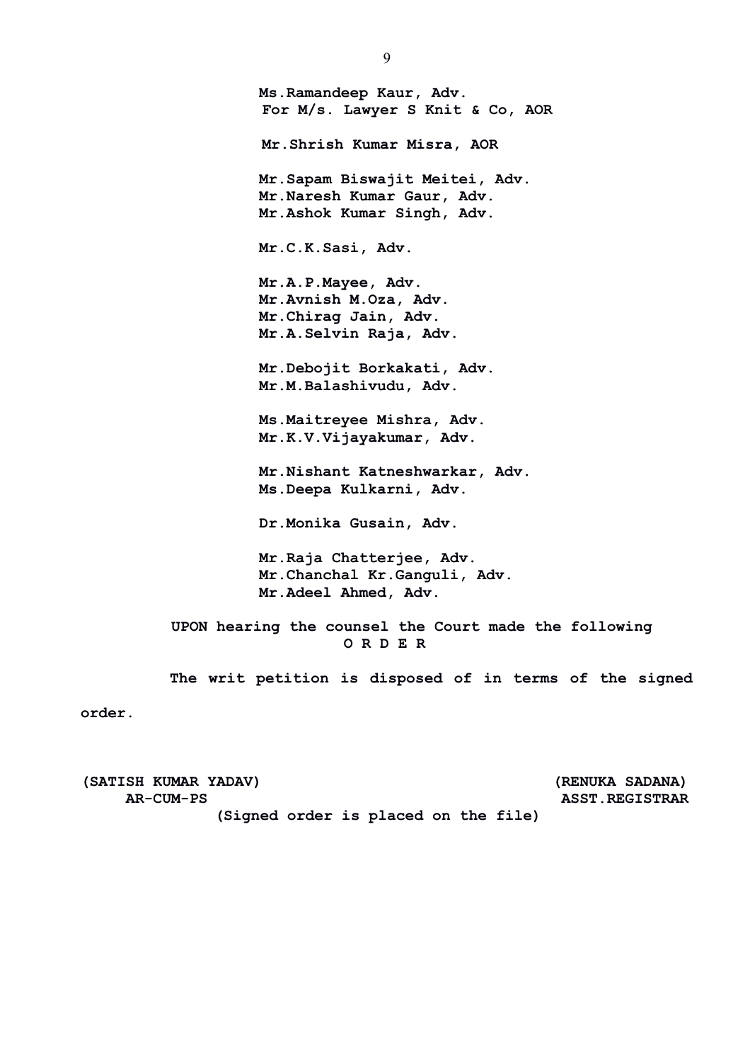Ms.Ramandeep Kaur, Adv.
For M/s. Lawyer S Knit & Co, AOR

Mr.Shrish Kumar Misra, AOR

Mr.Sapam Biswajit Meitei, Adv.
Mr.Naresh Kumar Gaur, Adv.
Mr.Ashok Kumar Singh, Adv.

Mr.C.K.Sasi, Adv.

Mr.A.P.Mayee, Adv.
Mr.Avnish M.Oza, Adv.
Mr.Chirag Jain, Adv.
Mr.A.Selvin Raja, Adv.

Mr.Debojit Borkakati, Adv.
Mr.M.Balashivudu, Adv.

Ms.Maitreyee Mishra, Adv.
Mr.K.V.Vijayakumar, Adv.

Mr.Nishant Katneshwarkar, Adv.
Ms.Deepa Kulkarni, Adv.

Dr.Monika Gusain, Adv.

Mr.Raja Chatterjee, Adv.
Mr.Chanchal Kr.Ganguli, Adv.
Mr.Adeel Ahmed, Adv.

UPON hearing the counsel the Court made the following

**O R D E R**

The writ petition is disposed of in terms of the signed order.

(SATISH KUMAR YADAV)
AR-CUM-PS

(RENUKA SADANA)
ASST.REGISTRAR

(Signed order is placed on the file)